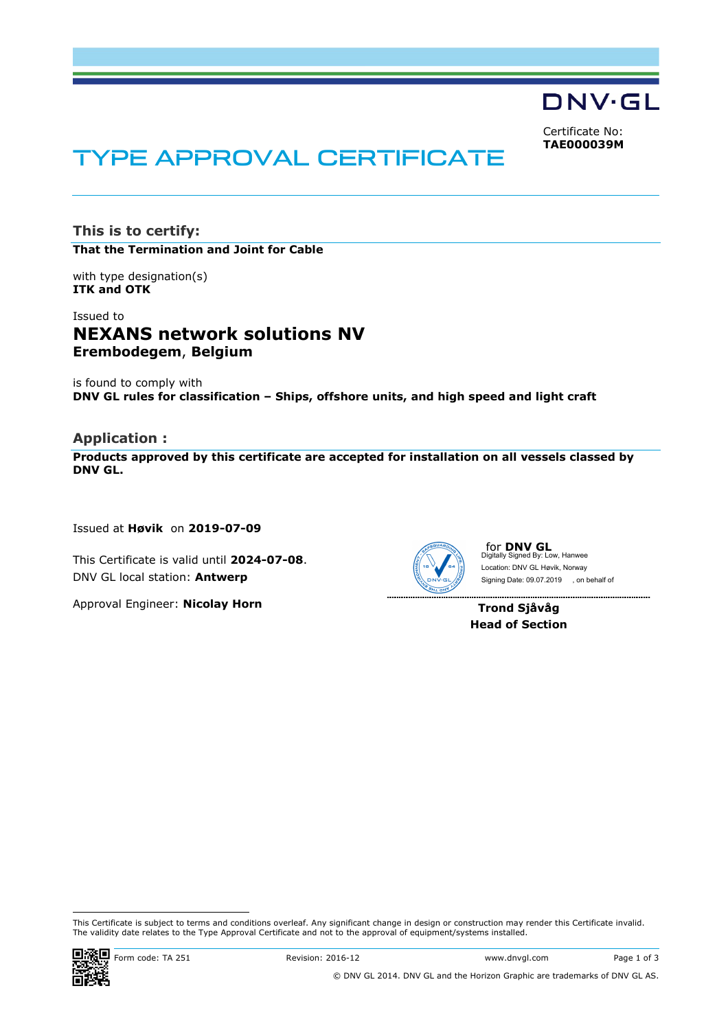DNV·GL

Certificate No:
**TAE000039M**

# TYPE APPROVAL CERTIFICATE

## This is to certify:

**That the Termination and Joint for Cable**

with type designation(s)
**ITK and OTK**

Issued to
### NEXANS network solutions NV
**Erembodegem**, **Belgium**

is found to comply with
**DNV GL rules for classification – Ships, offshore units, and high speed and light craft**

## Application :

**Products approved by this certificate are accepted for installation on all vessels classed by DNV GL.**

Issued at **Høvik** on **2019-07-09**

This Certificate is valid until **2024-07-08**.
DNV GL local station: **Antwerp**

Approval Engineer: **Nicolay Horn**

for **DNV GL**
Digitally Signed By: Low, Hanwee
Location: DNV GL Høvik, Norway
Signing Date: 09.07.2019 , on behalf of

**Trond Sjåvåg**
**Head of Section**

This Certificate is subject to terms and conditions overleaf. Any significant change in design or construction may render this Certificate invalid.
The validity date relates to the Type Approval Certificate and not to the approval of equipment/systems installed.

Form code: TA 251 Revision: 2016-12 www.dnvgl.com

© DNV GL 2014. DNV GL and the Horizon Graphic are trademarks of DNV GL AS.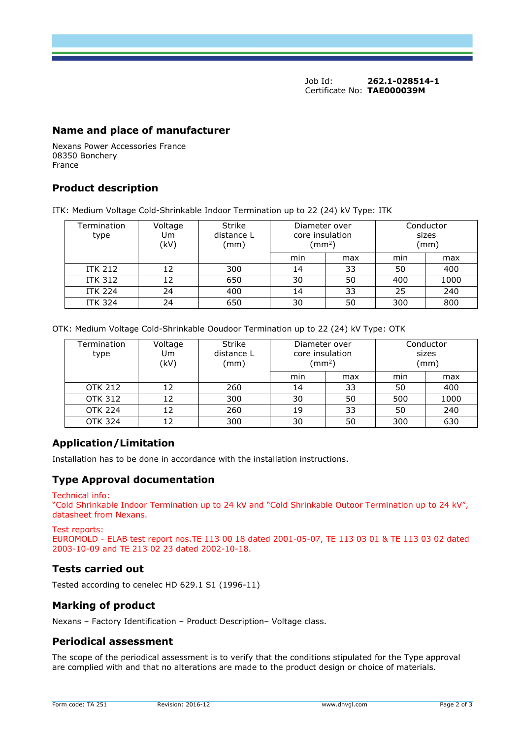Job Id: **262.1-028514-1**
Certificate No: **TAE000039M**

## Name and place of manufacturer

Nexans Power Accessories France
08350 Bonchery
France

## Product description

ITK: Medium Voltage Cold-Shrinkable Indoor Termination up to 22 (24) kV Type: ITK

| Termination type | Voltage Um (kV) | Strike distance L (mm) | Diameter over core insulation ($mm^2$) | | Conductor sizes (mm) | |
|---|---|---|---|---|---|---|
| | | | min | max | min | max |
| ITK 212 | 12 | 300 | 14 | 33 | 50 | 400 |
| ITK 312 | 12 | 650 | 30 | 50 | 400 | 1000 |
| ITK 224 | 24 | 400 | 14 | 33 | 25 | 240 |
| ITK 324 | 24 | 650 | 30 | 50 | 300 | 800 |

OTK: Medium Voltage Cold-Shrinkable Ooudoor Termination up to 22 (24) kV Type: OTK

| Termination type | Voltage Um (kV) | Strike distance L (mm) | Diameter over core insulation ($mm^2$) | | Conductor sizes (mm) | |
|---|---|---|---|---|---|---|
| | | | min | max | min | max |
| OTK 212 | 12 | 260 | 14 | 33 | 50 | 400 |
| OTK 312 | 12 | 300 | 30 | 50 | 500 | 1000 |
| OTK 224 | 12 | 260 | 19 | 33 | 50 | 240 |
| OTK 324 | 12 | 300 | 30 | 50 | 300 | 630 |

## Application/Limitation

Installation has to be done in accordance with the installation instructions.

## Type Approval documentation

Technical info:
"Cold Shrinkable Indoor Termination up to 24 kV and "Cold Shrinkable Outoor Termination up to 24 kV", datasheet from Nexans.

Test reports:
EUROMOLD - ELAB test report nos.TE 113 00 18 dated 2001-05-07, TE 113 03 01 & TE 113 03 02 dated 2003-10-09 and TE 213 02 23 dated 2002-10-18.

## Tests carried out

Tested according to cenelec HD 629.1 S1 (1996-11)

## Marking of product

Nexans – Factory Identification – Product Description– Voltage class.

## Periodical assessment

The scope of the periodical assessment is to verify that the conditions stipulated for the Type approval are complied with and that no alterations are made to the product design or choice of materials.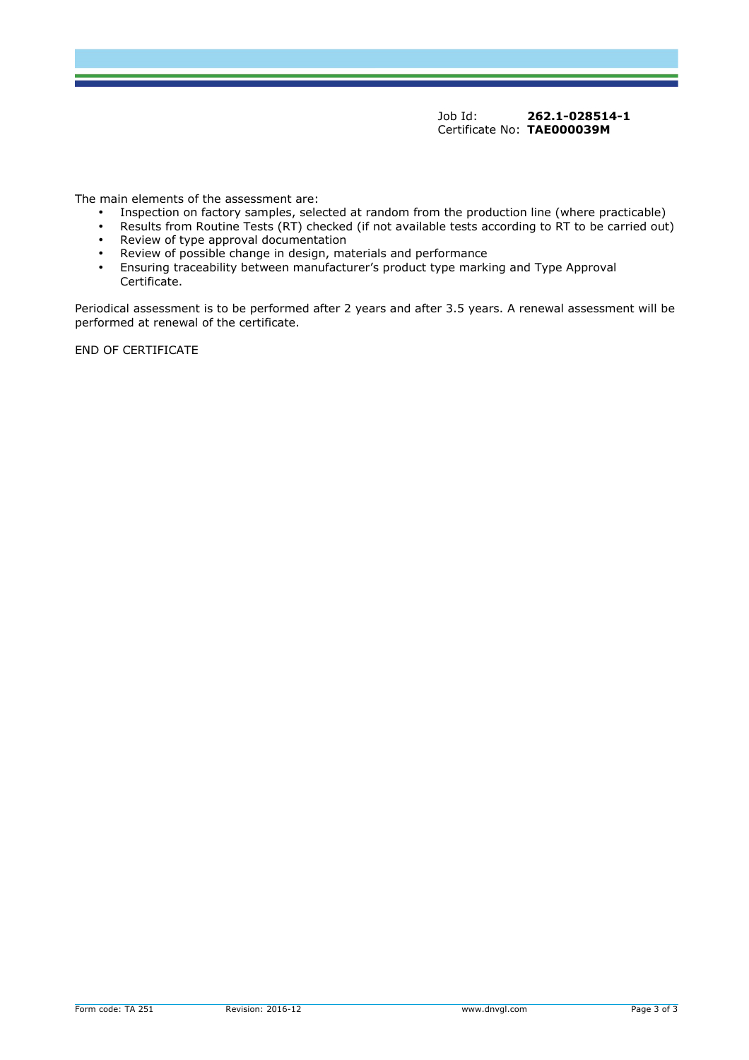Job Id: **262.1-028514-1**
Certificate No: **TAE000039M**

The main elements of the assessment are:

- Inspection on factory samples, selected at random from the production line (where practicable)
- Results from Routine Tests (RT) checked (if not available tests according to RT to be carried out)
- Review of type approval documentation
- Review of possible change in design, materials and performance
- Ensuring traceability between manufacturer's product type marking and Type Approval Certificate.

Periodical assessment is to be performed after 2 years and after 3.5 years. A renewal assessment will be performed at renewal of the certificate.

END OF CERTIFICATE